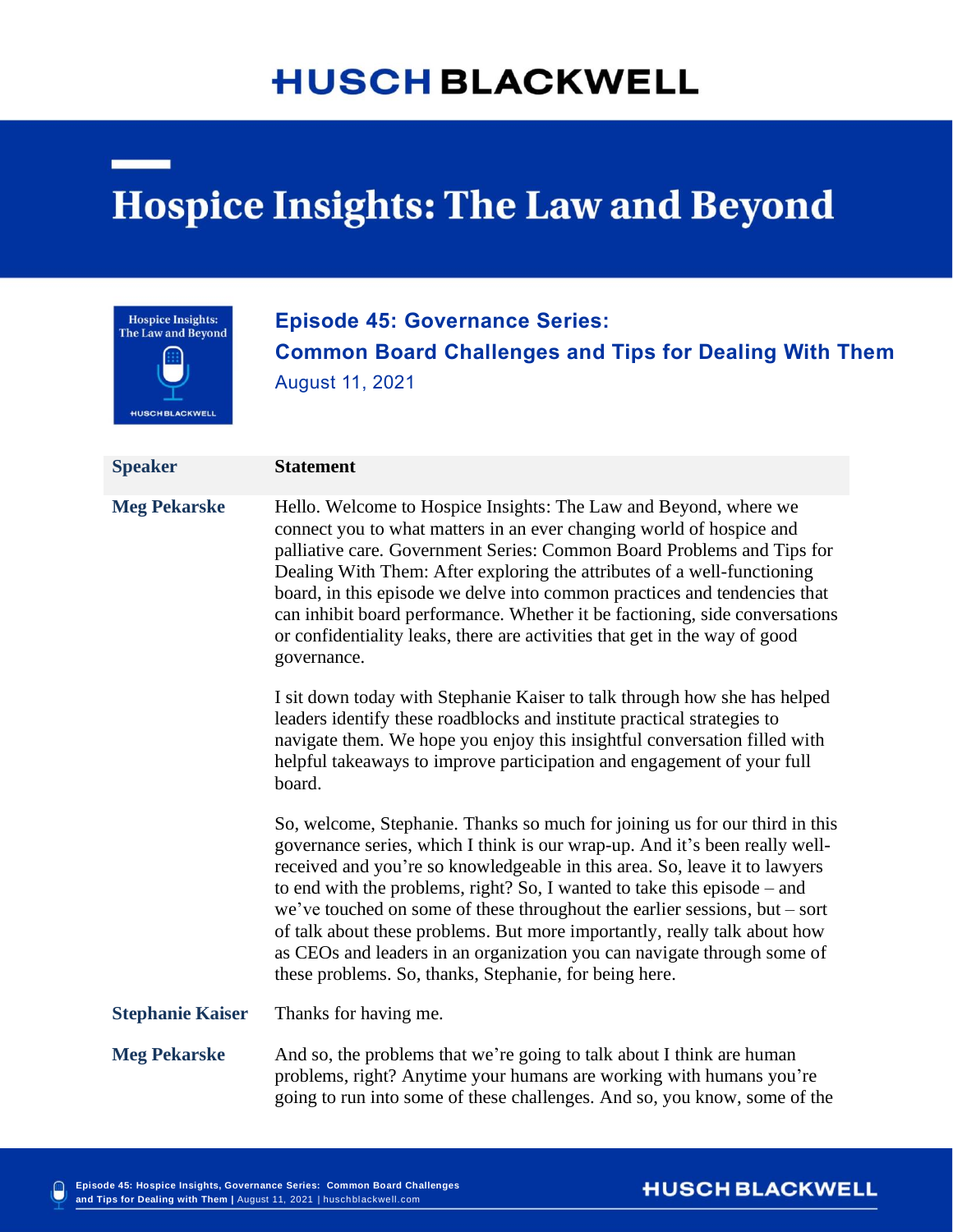# HUSCH BLACKWELL

# Hospice Insights: The Law and Beyond

## Episode 45: Governance Series: Common Board Challenges and Tips for Dealing With Them

August 11, 2021

| Speaker | Statement |
| --- | --- |
| **Meg Pekarske** | Hello. Welcome to Hospice Insights: The Law and Beyond, where we connect you to what matters in an ever changing world of hospice and palliative care. Government Series: Common Board Problems and Tips for Dealing With Them: After exploring the attributes of a well-functioning board, in this episode we delve into common practices and tendencies that can inhibit board performance. Whether it be factioning, side conversations or confidentiality leaks, there are activities that get in the way of good governance.<br><br>I sit down today with Stephanie Kaiser to talk through how she has helped leaders identify these roadblocks and institute practical strategies to navigate them. We hope you enjoy this insightful conversation filled with helpful takeaways to improve participation and engagement of your full board.<br><br>So, welcome, Stephanie. Thanks so much for joining us for our third in this governance series, which I think is our wrap-up. And it's been really well-received and you're so knowledgeable in this area. So, leave it to lawyers to end with the problems, right? So, I wanted to take this episode – and we've touched on some of these throughout the earlier sessions, but – sort of talk about these problems. But more importantly, really talk about how as CEOs and leaders in an organization you can navigate through some of these problems. So, thanks, Stephanie, for being here. |
| **Stephanie Kaiser** | Thanks for having me. |
| **Meg Pekarske** | And so, the problems that we're going to talk about I think are human problems, right? Anytime your humans are working with humans you're going to run into some of these challenges. And so, you know, some of the |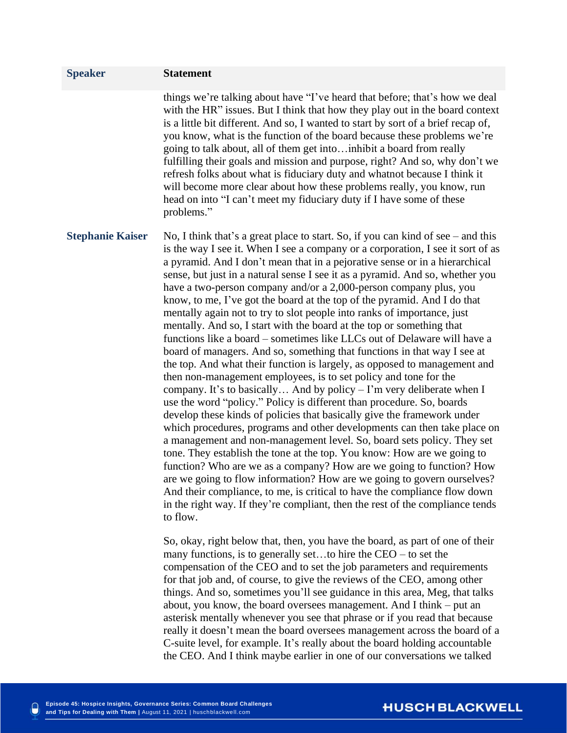| Speaker | Statement |
|---|---|
| | things we're talking about have "I've heard that before; that's how we deal with the HR" issues. But I think that how they play out in the board context is a little bit different. And so, I wanted to start by sort of a brief recap of, you know, what is the function of the board because these problems we're going to talk about, all of them get into…inhibit a board from really fulfilling their goals and mission and purpose, right? And so, why don't we refresh folks about what is fiduciary duty and whatnot because I think it will become more clear about how these problems really, you know, run head on into "I can't meet my fiduciary duty if I have some of these problems." |
| **Stephanie Kaiser** | No, I think that's a great place to start. So, if you can kind of see – and this is the way I see it. When I see a company or a corporation, I see it sort of as a pyramid. And I don't mean that in a pejorative sense or in a hierarchical sense, but just in a natural sense I see it as a pyramid. And so, whether you have a two-person company and/or a 2,000-person company plus, you know, to me, I've got the board at the top of the pyramid. And I do that mentally again not to try to slot people into ranks of importance, just mentally. And so, I start with the board at the top or something that functions like a board – sometimes like LLCs out of Delaware will have a board of managers. And so, something that functions in that way I see at the top. And what their function is largely, as opposed to management and then non-management employees, is to set policy and tone for the company. It's to basically… And by policy – I'm very deliberate when I use the word "policy." Policy is different than procedure. So, boards develop these kinds of policies that basically give the framework under which procedures, programs and other developments can then take place on a management and non-management level. So, board sets policy. They set tone. They establish the tone at the top. You know: How are we going to function? Who are we as a company? How are we going to function? How are we going to flow information? How are we going to govern ourselves? And their compliance, to me, is critical to have the compliance flow down in the right way. If they're compliant, then the rest of the compliance tends to flow.<br><br>So, okay, right below that, then, you have the board, as part of one of their many functions, is to generally set…to hire the CEO – to set the compensation of the CEO and to set the job parameters and requirements for that job and, of course, to give the reviews of the CEO, among other things. And so, sometimes you'll see guidance in this area, Meg, that talks about, you know, the board oversees management. And I think – put an asterisk mentally whenever you see that phrase or if you read that because really it doesn't mean the board oversees management across the board of a C-suite level, for example. It's really about the board holding accountable the CEO. And I think maybe earlier in one of our conversations we talked |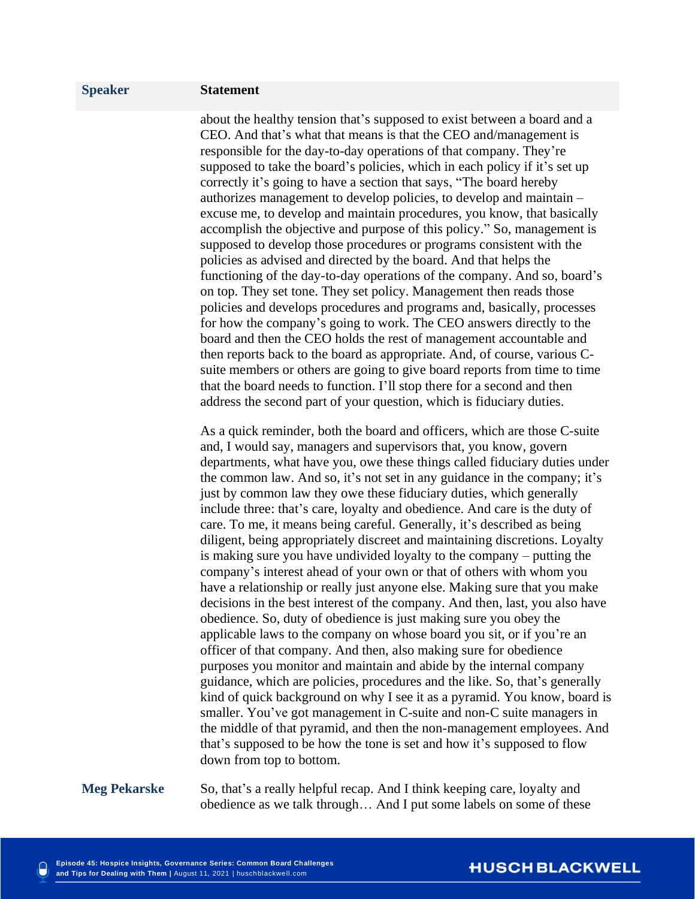| Speaker | Statement |
|---|---|
| | about the healthy tension that's supposed to exist between a board and a CEO. And that's what that means is that the CEO and/management is responsible for the day-to-day operations of that company. They're supposed to take the board's policies, which in each policy if it's set up correctly it's going to have a section that says, "The board hereby authorizes management to develop policies, to develop and maintain – excuse me, to develop and maintain procedures, you know, that basically accomplish the objective and purpose of this policy." So, management is supposed to develop those procedures or programs consistent with the policies as advised and directed by the board. And that helps the functioning of the day-to-day operations of the company. And so, board's on top. They set tone. They set policy. Management then reads those policies and develops procedures and programs and, basically, processes for how the company's going to work. The CEO answers directly to the board and then the CEO holds the rest of management accountable and then reports back to the board as appropriate. And, of course, various C-suite members or others are going to give board reports from time to time that the board needs to function. I'll stop there for a second and then address the second part of your question, which is fiduciary duties.<br><br>As a quick reminder, both the board and officers, which are those C-suite and, I would say, managers and supervisors that, you know, govern departments, what have you, owe these things called fiduciary duties under the common law. And so, it's not set in any guidance in the company; it's just by common law they owe these fiduciary duties, which generally include three: that's care, loyalty and obedience. And care is the duty of care. To me, it means being careful. Generally, it's described as being diligent, being appropriately discreet and maintaining discretions. Loyalty is making sure you have undivided loyalty to the company – putting the company's interest ahead of your own or that of others with whom you have a relationship or really just anyone else. Making sure that you make decisions in the best interest of the company. And then, last, you also have obedience. So, duty of obedience is just making sure you obey the applicable laws to the company on whose board you sit, or if you're an officer of that company. And then, also making sure for obedience purposes you monitor and maintain and abide by the internal company guidance, which are policies, procedures and the like. So, that's generally kind of quick background on why I see it as a pyramid. You know, board is smaller. You've got management in C-suite and non-C suite managers in the middle of that pyramid, and then the non-management employees. And that's supposed to be how the tone is set and how it's supposed to flow down from top to bottom. |
| **Meg Pekarske** | So, that's a really helpful recap. And I think keeping care, loyalty and obedience as we talk through… And I put some labels on some of these |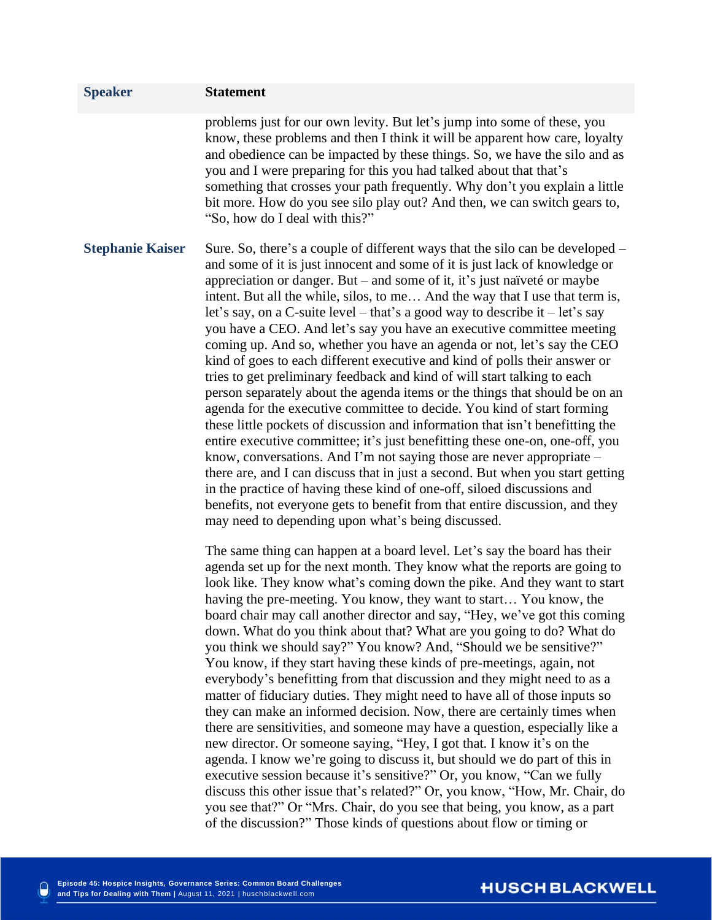| Speaker | Statement |
| --- | --- |
| | problems just for our own levity. But let's jump into some of these, you know, these problems and then I think it will be apparent how care, loyalty and obedience can be impacted by these things. So, we have the silo and as you and I were preparing for this you had talked about that that's something that crosses your path frequently. Why don't you explain a little bit more. How do you see silo play out? And then, we can switch gears to, "So, how do I deal with this?" |
| **Stephanie Kaiser** | Sure. So, there's a couple of different ways that the silo can be developed – and some of it is just innocent and some of it is just lack of knowledge or appreciation or danger. But – and some of it, it's just naïveté or maybe intent. But all the while, silos, to me… And the way that I use that term is, let's say, on a C-suite level – that's a good way to describe it – let's say you have a CEO. And let's say you have an executive committee meeting coming up. And so, whether you have an agenda or not, let's say the CEO kind of goes to each different executive and kind of polls their answer or tries to get preliminary feedback and kind of will start talking to each person separately about the agenda items or the things that should be on an agenda for the executive committee to decide. You kind of start forming these little pockets of discussion and information that isn't benefitting the entire executive committee; it's just benefitting these one-on, one-off, you know, conversations. And I'm not saying those are never appropriate – there are, and I can discuss that in just a second. But when you start getting in the practice of having these kind of one-off, siloed discussions and benefits, not everyone gets to benefit from that entire discussion, and they may need to depending upon what's being discussed.<br><br>The same thing can happen at a board level. Let's say the board has their agenda set up for the next month. They know what the reports are going to look like. They know what's coming down the pike. And they want to start having the pre-meeting. You know, they want to start… You know, the board chair may call another director and say, "Hey, we've got this coming down. What do you think about that? What are you going to do? What do you think we should say?" You know? And, "Should we be sensitive?" You know, if they start having these kinds of pre-meetings, again, not everybody's benefitting from that discussion and they might need to as a matter of fiduciary duties. They might need to have all of those inputs so they can make an informed decision. Now, there are certainly times when there are sensitivities, and someone may have a question, especially like a new director. Or someone saying, "Hey, I got that. I know it's on the agenda. I know we're going to discuss it, but should we do part of this in executive session because it's sensitive?" Or, you know, "Can we fully discuss this other issue that's related?" Or, you know, "How, Mr. Chair, do you see that?" Or "Mrs. Chair, do you see that being, you know, as a part of the discussion?" Those kinds of questions about flow or timing or |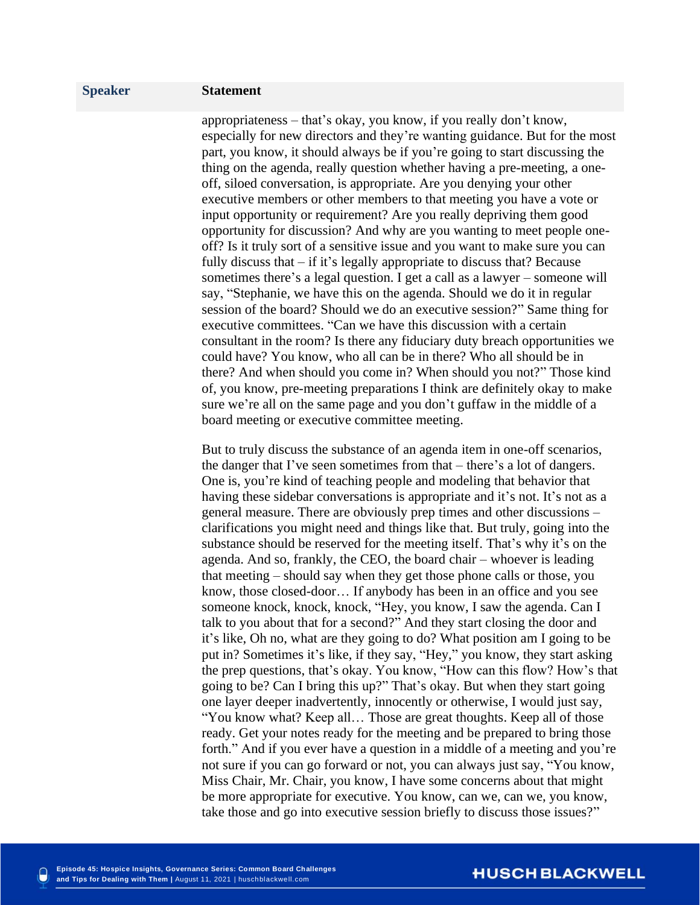| Speaker | Statement |
|---|---|
| | appropriateness – that's okay, you know, if you really don't know, especially for new directors and they're wanting guidance. But for the most part, you know, it should always be if you're going to start discussing the thing on the agenda, really question whether having a pre-meeting, a one-off, siloed conversation, is appropriate. Are you denying your other executive members or other members to that meeting you have a vote or input opportunity or requirement? Are you really depriving them good opportunity for discussion? And why are you wanting to meet people one-off? Is it truly sort of a sensitive issue and you want to make sure you can fully discuss that – if it's legally appropriate to discuss that? Because sometimes there's a legal question. I get a call as a lawyer – someone will say, "Stephanie, we have this on the agenda. Should we do it in regular session of the board? Should we do an executive session?" Same thing for executive committees. "Can we have this discussion with a certain consultant in the room? Is there any fiduciary duty breach opportunities we could have? You know, who all can be in there? Who all should be in there? And when should you come in? When should you not?" Those kind of, you know, pre-meeting preparations I think are definitely okay to make sure we're all on the same page and you don't guffaw in the middle of a board meeting or executive committee meeting.<br><br>But to truly discuss the substance of an agenda item in one-off scenarios, the danger that I've seen sometimes from that – there's a lot of dangers. One is, you're kind of teaching people and modeling that behavior that having these sidebar conversations is appropriate and it's not. It's not as a general measure. There are obviously prep times and other discussions – clarifications you might need and things like that. But truly, going into the substance should be reserved for the meeting itself. That's why it's on the agenda. And so, frankly, the CEO, the board chair – whoever is leading that meeting – should say when they get those phone calls or those, you know, those closed-door… If anybody has been in an office and you see someone knock, knock, knock, "Hey, you know, I saw the agenda. Can I talk to you about that for a second?" And they start closing the door and it's like, Oh no, what are they going to do? What position am I going to be put in? Sometimes it's like, if they say, "Hey," you know, they start asking the prep questions, that's okay. You know, "How can this flow? How's that going to be? Can I bring this up?" That's okay. But when they start going one layer deeper inadvertently, innocently or otherwise, I would just say, "You know what? Keep all… Those are great thoughts. Keep all of those ready. Get your notes ready for the meeting and be prepared to bring those forth." And if you ever have a question in a middle of a meeting and you're not sure if you can go forward or not, you can always just say, "You know, Miss Chair, Mr. Chair, you know, I have some concerns about that might be more appropriate for executive. You know, can we, can we, you know, take those and go into executive session briefly to discuss those issues?" |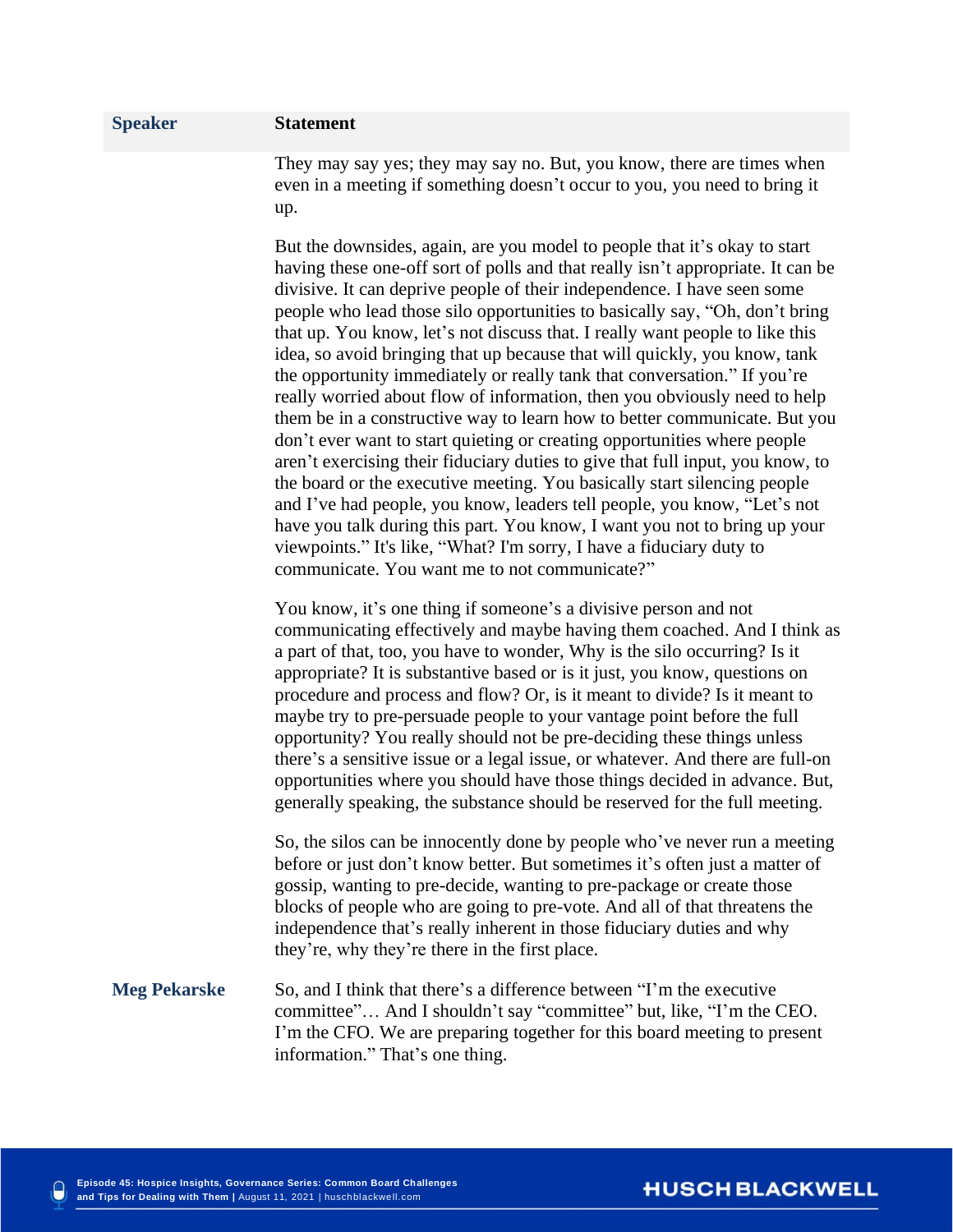| Speaker | Statement |
| --- | --- |
| | They may say yes; they may say no. But, you know, there are times when even in a meeting if something doesn't occur to you, you need to bring it up.<br><br>But the downsides, again, are you model to people that it's okay to start having these one-off sort of polls and that really isn't appropriate. It can be divisive. It can deprive people of their independence. I have seen some people who lead those silo opportunities to basically say, "Oh, don't bring that up. You know, let's not discuss that. I really want people to like this idea, so avoid bringing that up because that will quickly, you know, tank the opportunity immediately or really tank that conversation." If you're really worried about flow of information, then you obviously need to help them be in a constructive way to learn how to better communicate. But you don't ever want to start quieting or creating opportunities where people aren't exercising their fiduciary duties to give that full input, you know, to the board or the executive meeting. You basically start silencing people and I've had people, you know, leaders tell people, you know, "Let's not have you talk during this part. You know, I want you not to bring up your viewpoints." It's like, "What? I'm sorry, I have a fiduciary duty to communicate. You want me to not communicate?"<br><br>You know, it's one thing if someone's a divisive person and not communicating effectively and maybe having them coached. And I think as a part of that, too, you have to wonder, Why is the silo occurring? Is it appropriate? It is substantive based or is it just, you know, questions on procedure and process and flow? Or, is it meant to divide? Is it meant to maybe try to pre-persuade people to your vantage point before the full opportunity? You really should not be pre-deciding these things unless there's a sensitive issue or a legal issue, or whatever. And there are full-on opportunities where you should have those things decided in advance. But, generally speaking, the substance should be reserved for the full meeting.<br><br>So, the silos can be innocently done by people who've never run a meeting before or just don't know better. But sometimes it's often just a matter of gossip, wanting to pre-decide, wanting to pre-package or create those blocks of people who are going to pre-vote. And all of that threatens the independence that's really inherent in those fiduciary duties and why they're, why they're there in the first place. |
| **Meg Pekarske** | So, and I think that there's a difference between "I'm the executive committee"… And I shouldn't say "committee" but, like, "I'm the CEO. I'm the CFO. We are preparing together for this board meeting to present information." That's one thing. |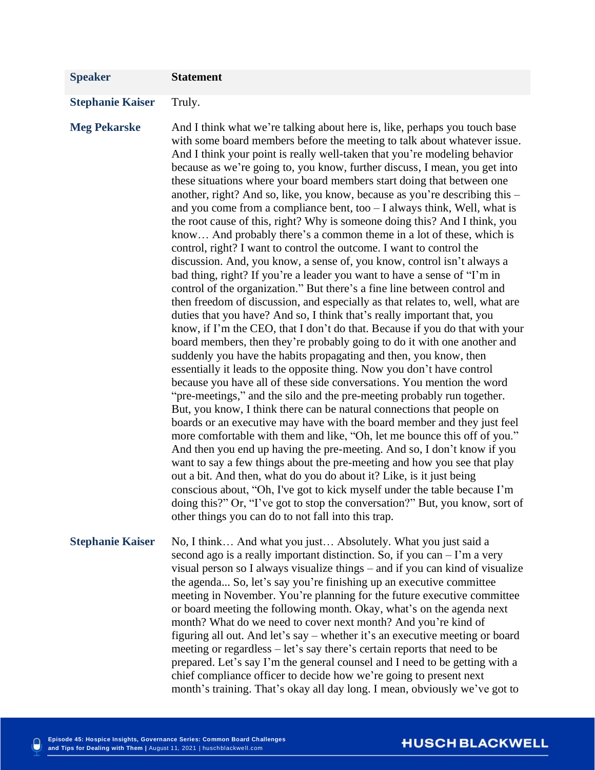| Speaker | Statement |
|---|---|
| **Stephanie Kaiser** | Truly. |
| **Meg Pekarske** | And I think what we're talking about here is, like, perhaps you touch base with some board members before the meeting to talk about whatever issue. And I think your point is really well-taken that you're modeling behavior because as we're going to, you know, further discuss, I mean, you get into these situations where your board members start doing that between one another, right? And so, like, you know, because as you're describing this – and you come from a compliance bent, too – I always think, Well, what is the root cause of this, right? Why is someone doing this? And I think, you know… And probably there's a common theme in a lot of these, which is control, right? I want to control the outcome. I want to control the discussion. And, you know, a sense of, you know, control isn't always a bad thing, right? If you're a leader you want to have a sense of "I'm in control of the organization." But there's a fine line between control and then freedom of discussion, and especially as that relates to, well, what are duties that you have? And so, I think that's really important that, you know, if I'm the CEO, that I don't do that. Because if you do that with your board members, then they're probably going to do it with one another and suddenly you have the habits propagating and then, you know, then essentially it leads to the opposite thing. Now you don't have control because you have all of these side conversations. You mention the word "pre-meetings," and the silo and the pre-meeting probably run together. But, you know, I think there can be natural connections that people on boards or an executive may have with the board member and they just feel more comfortable with them and like, "Oh, let me bounce this off of you." And then you end up having the pre-meeting. And so, I don't know if you want to say a few things about the pre-meeting and how you see that play out a bit. And then, what do you do about it? Like, is it just being conscious about, "Oh, I've got to kick myself under the table because I'm doing this?" Or, "I've got to stop the conversation?" But, you know, sort of other things you can do to not fall into this trap. |
| **Stephanie Kaiser** | No, I think… And what you just… Absolutely. What you just said a second ago is a really important distinction. So, if you can – I'm a very visual person so I always visualize things – and if you can kind of visualize the agenda... So, let's say you're finishing up an executive committee meeting in November. You're planning for the future executive committee or board meeting the following month. Okay, what's on the agenda next month? What do we need to cover next month? And you're kind of figuring all out. And let's say – whether it's an executive meeting or board meeting or regardless – let's say there's certain reports that need to be prepared. Let's say I'm the general counsel and I need to be getting with a chief compliance officer to decide how we're going to present next month's training. That's okay all day long. I mean, obviously we've got to |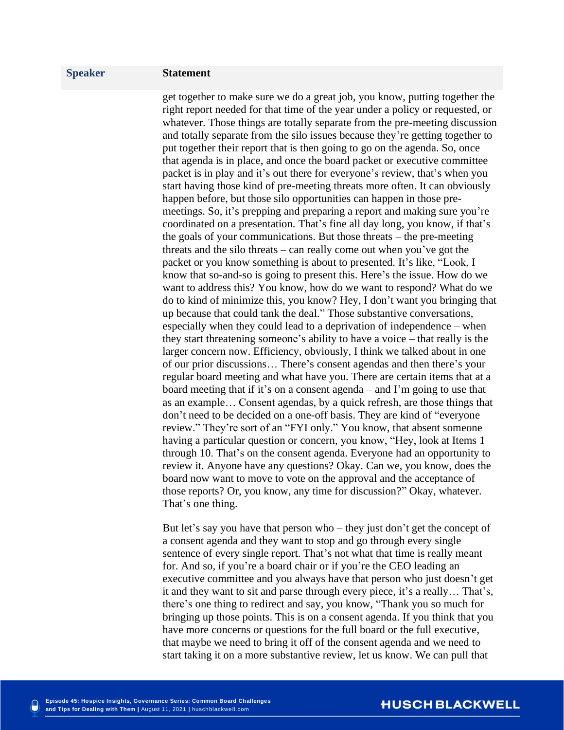| Speaker | Statement |
|---|---|
| | get together to make sure we do a great job, you know, putting together the right report needed for that time of the year under a policy or requested, or whatever. Those things are totally separate from the pre-meeting discussion and totally separate from the silo issues because they're getting together to put together their report that is then going to go on the agenda. So, once that agenda is in place, and once the board packet or executive committee packet is in play and it's out there for everyone's review, that's when you start having those kind of pre-meeting threats more often. It can obviously happen before, but those silo opportunities can happen in those pre-meetings. So, it's prepping and preparing a report and making sure you're coordinated on a presentation. That's fine all day long, you know, if that's the goals of your communications. But those threats – the pre-meeting threats and the silo threats – can really come out when you've got the packet or you know something is about to presented. It's like, "Look, I know that so-and-so is going to present this. Here's the issue. How do we want to address this? You know, how do we want to respond? What do we do to kind of minimize this, you know? Hey, I don't want you bringing that up because that could tank the deal." Those substantive conversations, especially when they could lead to a deprivation of independence – when they start threatening someone's ability to have a voice – that really is the larger concern now. Efficiency, obviously, I think we talked about in one of our prior discussions… There's consent agendas and then there's your regular board meeting and what have you. There are certain items that at a board meeting that if it's on a consent agenda – and I'm going to use that as an example… Consent agendas, by a quick refresh, are those things that don't need to be decided on a one-off basis. They are kind of "everyone review." They're sort of an "FYI only." You know, that absent someone having a particular question or concern, you know, "Hey, look at Items 1 through 10. That's on the consent agenda. Everyone had an opportunity to review it. Anyone have any questions? Okay. Can we, you know, does the board now want to move to vote on the approval and the acceptance of those reports? Or, you know, any time for discussion?" Okay, whatever. That's one thing.<br><br>But let's say you have that person who – they just don't get the concept of a consent agenda and they want to stop and go through every single sentence of every single report. That's not what that time is really meant for. And so, if you're a board chair or if you're the CEO leading an executive committee and you always have that person who just doesn't get it and they want to sit and parse through every piece, it's a really… That's, there's one thing to redirect and say, you know, "Thank you so much for bringing up those points. This is on a consent agenda. If you think that you have more concerns or questions for the full board or the full executive, that maybe we need to bring it off of the consent agenda and we need to start taking it on a more substantive review, let us know. We can pull that |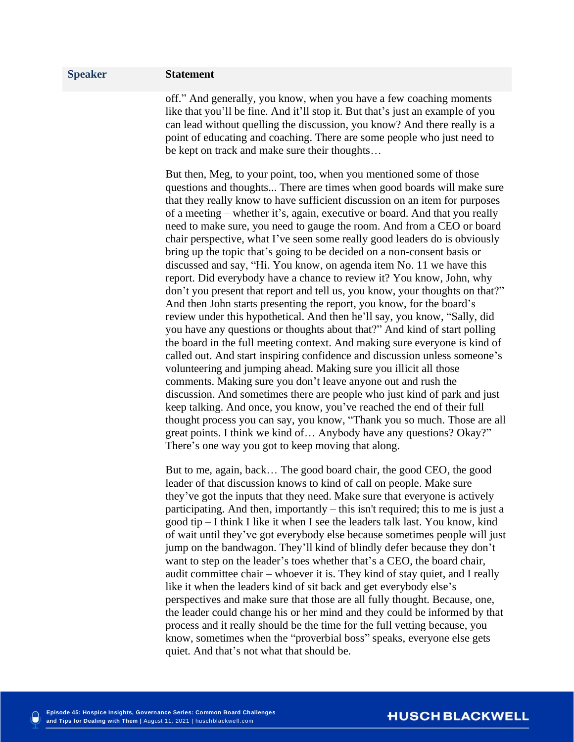| Speaker | Statement |
| --- | --- |
| | off." And generally, you know, when you have a few coaching moments like that you'll be fine. And it'll stop it. But that's just an example of you can lead without quelling the discussion, you know? And there really is a point of educating and coaching. There are some people who just need to be kept on track and make sure their thoughts…<br><br>But then, Meg, to your point, too, when you mentioned some of those questions and thoughts... There are times when good boards will make sure that they really know to have sufficient discussion on an item for purposes of a meeting – whether it's, again, executive or board. And that you really need to make sure, you need to gauge the room. And from a CEO or board chair perspective, what I've seen some really good leaders do is obviously bring up the topic that's going to be decided on a non-consent basis or discussed and say, "Hi. You know, on agenda item No. 11 we have this report. Did everybody have a chance to review it? You know, John, why don't you present that report and tell us, you know, your thoughts on that?" And then John starts presenting the report, you know, for the board's review under this hypothetical. And then he'll say, you know, "Sally, did you have any questions or thoughts about that?" And kind of start polling the board in the full meeting context. And making sure everyone is kind of called out. And start inspiring confidence and discussion unless someone's volunteering and jumping ahead. Making sure you illicit all those comments. Making sure you don't leave anyone out and rush the discussion. And sometimes there are people who just kind of park and just keep talking. And once, you know, you've reached the end of their full thought process you can say, you know, "Thank you so much. Those are all great points. I think we kind of… Anybody have any questions? Okay?" There's one way you got to keep moving that along.<br><br>But to me, again, back… The good board chair, the good CEO, the good leader of that discussion knows to kind of call on people. Make sure they've got the inputs that they need. Make sure that everyone is actively participating. And then, importantly – this isn't required; this to me is just a good tip – I think I like it when I see the leaders talk last. You know, kind of wait until they've got everybody else because sometimes people will just jump on the bandwagon. They'll kind of blindly defer because they don't want to step on the leader's toes whether that's a CEO, the board chair, audit committee chair – whoever it is. They kind of stay quiet, and I really like it when the leaders kind of sit back and get everybody else's perspectives and make sure that those are all fully thought. Because, one, the leader could change his or her mind and they could be informed by that process and it really should be the time for the full vetting because, you know, sometimes when the "proverbial boss" speaks, everyone else gets quiet. And that's not what that should be. |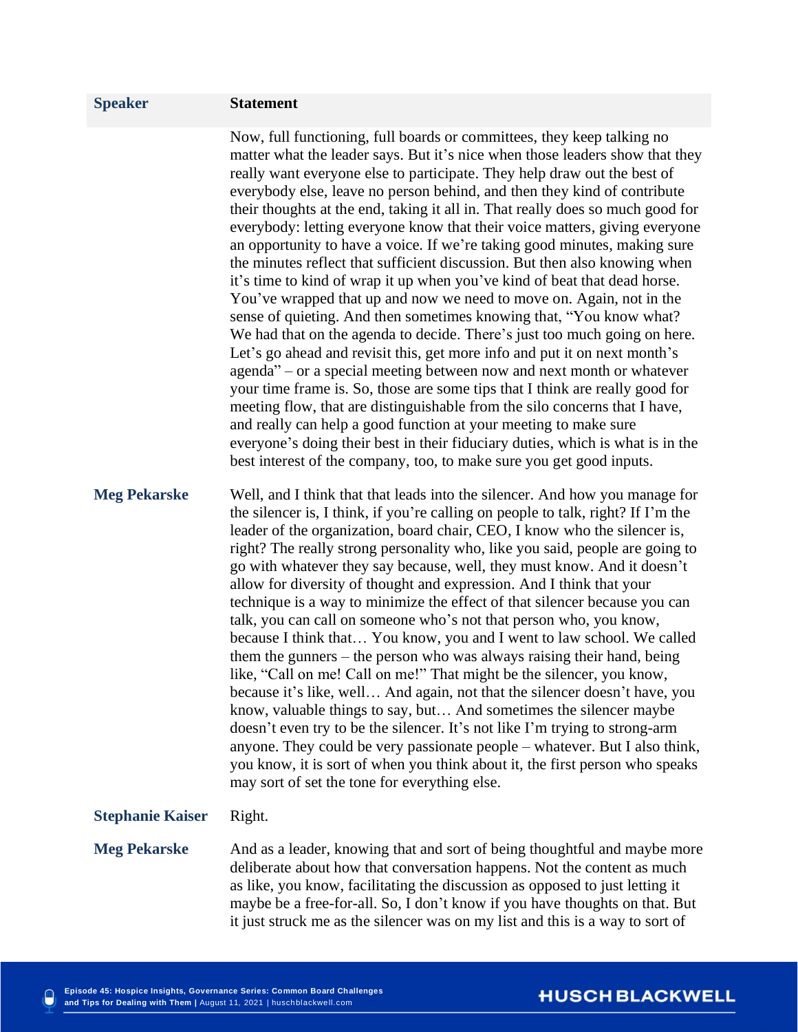| Speaker | Statement |
|---|---|
| | Now, full functioning, full boards or committees, they keep talking no matter what the leader says. But it's nice when those leaders show that they really want everyone else to participate. They help draw out the best of everybody else, leave no person behind, and then they kind of contribute their thoughts at the end, taking it all in. That really does so much good for everybody: letting everyone know that their voice matters, giving everyone an opportunity to have a voice. If we're taking good minutes, making sure the minutes reflect that sufficient discussion. But then also knowing when it's time to kind of wrap it up when you've kind of beat that dead horse. You've wrapped that up and now we need to move on. Again, not in the sense of quieting. And then sometimes knowing that, "You know what? We had that on the agenda to decide. There's just too much going on here. Let's go ahead and revisit this, get more info and put it on next month's agenda" – or a special meeting between now and next month or whatever your time frame is. So, those are some tips that I think are really good for meeting flow, that are distinguishable from the silo concerns that I have, and really can help a good function at your meeting to make sure everyone's doing their best in their fiduciary duties, which is what is in the best interest of the company, too, to make sure you get good inputs. |
| **Meg Pekarske** | Well, and I think that that leads into the silencer. And how you manage for the silencer is, I think, if you're calling on people to talk, right? If I'm the leader of the organization, board chair, CEO, I know who the silencer is, right? The really strong personality who, like you said, people are going to go with whatever they say because, well, they must know. And it doesn't allow for diversity of thought and expression. And I think that your technique is a way to minimize the effect of that silencer because you can talk, you can call on someone who's not that person who, you know, because I think that… You know, you and I went to law school. We called them the gunners – the person who was always raising their hand, being like, "Call on me! Call on me!" That might be the silencer, you know, because it's like, well… And again, not that the silencer doesn't have, you know, valuable things to say, but… And sometimes the silencer maybe doesn't even try to be the silencer. It's not like I'm trying to strong-arm anyone. They could be very passionate people – whatever. But I also think, you know, it is sort of when you think about it, the first person who speaks may sort of set the tone for everything else. |
| **Stephanie Kaiser** | Right. |
| **Meg Pekarske** | And as a leader, knowing that and sort of being thoughtful and maybe more deliberate about how that conversation happens. Not the content as much as like, you know, facilitating the discussion as opposed to just letting it maybe be a free-for-all. So, I don't know if you have thoughts on that. But it just struck me as the silencer was on my list and this is a way to sort of |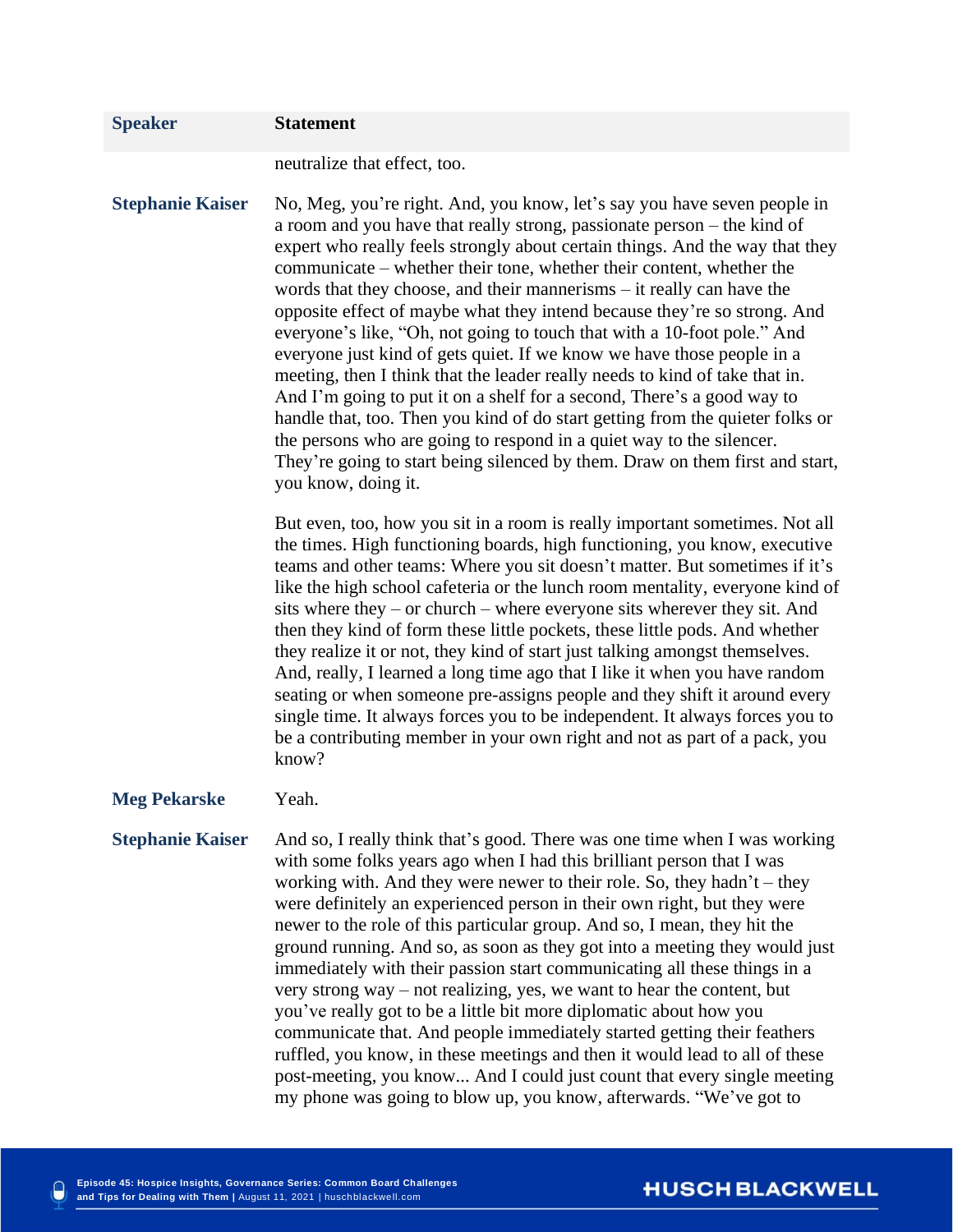| Speaker | Statement |
| --- | --- |
| | neutralize that effect, too. |
| **Stephanie Kaiser** | No, Meg, you're right. And, you know, let's say you have seven people in a room and you have that really strong, passionate person – the kind of expert who really feels strongly about certain things. And the way that they communicate – whether their tone, whether their content, whether the words that they choose, and their mannerisms – it really can have the opposite effect of maybe what they intend because they're so strong. And everyone's like, "Oh, not going to touch that with a 10-foot pole." And everyone just kind of gets quiet. If we know we have those people in a meeting, then I think that the leader really needs to kind of take that in. And I'm going to put it on a shelf for a second, There's a good way to handle that, too. Then you kind of do start getting from the quieter folks or the persons who are going to respond in a quiet way to the silencer. They're going to start being silenced by them. Draw on them first and start, you know, doing it.<br><br>But even, too, how you sit in a room is really important sometimes. Not all the times. High functioning boards, high functioning, you know, executive teams and other teams: Where you sit doesn't matter. But sometimes if it's like the high school cafeteria or the lunch room mentality, everyone kind of sits where they – or church – where everyone sits wherever they sit. And then they kind of form these little pockets, these little pods. And whether they realize it or not, they kind of start just talking amongst themselves. And, really, I learned a long time ago that I like it when you have random seating or when someone pre-assigns people and they shift it around every single time. It always forces you to be independent. It always forces you to be a contributing member in your own right and not as part of a pack, you know? |
| **Meg Pekarske** | Yeah. |
| **Stephanie Kaiser** | And so, I really think that's good. There was one time when I was working with some folks years ago when I had this brilliant person that I was working with. And they were newer to their role. So, they hadn't – they were definitely an experienced person in their own right, but they were newer to the role of this particular group. And so, I mean, they hit the ground running. And so, as soon as they got into a meeting they would just immediately with their passion start communicating all these things in a very strong way – not realizing, yes, we want to hear the content, but you've really got to be a little bit more diplomatic about how you communicate that. And people immediately started getting their feathers ruffled, you know, in these meetings and then it would lead to all of these post-meeting, you know... And I could just count that every single meeting my phone was going to blow up, you know, afterwards. "We've got to |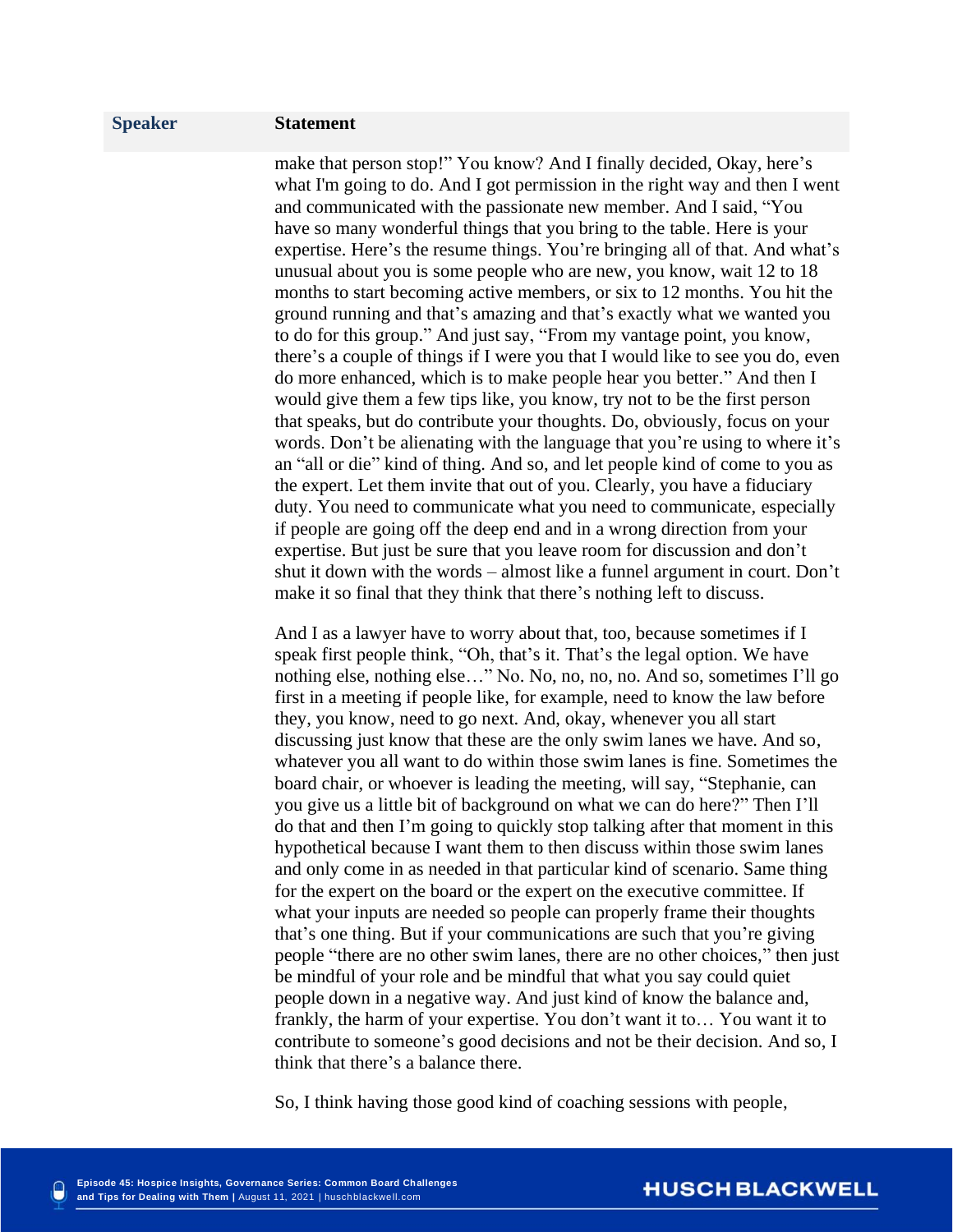| Speaker | Statement |
|---|---|
| | make that person stop!" You know? And I finally decided, Okay, here's what I'm going to do. And I got permission in the right way and then I went and communicated with the passionate new member. And I said, "You have so many wonderful things that you bring to the table. Here is your expertise. Here's the resume things. You're bringing all of that. And what's unusual about you is some people who are new, you know, wait 12 to 18 months to start becoming active members, or six to 12 months. You hit the ground running and that's amazing and that's exactly what we wanted you to do for this group." And just say, "From my vantage point, you know, there's a couple of things if I were you that I would like to see you do, even do more enhanced, which is to make people hear you better." And then I would give them a few tips like, you know, try not to be the first person that speaks, but do contribute your thoughts. Do, obviously, focus on your words. Don't be alienating with the language that you're using to where it's an "all or die" kind of thing. And so, and let people kind of come to you as the expert. Let them invite that out of you. Clearly, you have a fiduciary duty. You need to communicate what you need to communicate, especially if people are going off the deep end and in a wrong direction from your expertise. But just be sure that you leave room for discussion and don't shut it down with the words – almost like a funnel argument in court. Don't make it so final that they think that there's nothing left to discuss.<br><br>And I as a lawyer have to worry about that, too, because sometimes if I speak first people think, "Oh, that's it. That's the legal option. We have nothing else, nothing else…" No. No, no, no, no. And so, sometimes I'll go first in a meeting if people like, for example, need to know the law before they, you know, need to go next. And, okay, whenever you all start discussing just know that these are the only swim lanes we have. And so, whatever you all want to do within those swim lanes is fine. Sometimes the board chair, or whoever is leading the meeting, will say, "Stephanie, can you give us a little bit of background on what we can do here?" Then I'll do that and then I'm going to quickly stop talking after that moment in this hypothetical because I want them to then discuss within those swim lanes and only come in as needed in that particular kind of scenario. Same thing for the expert on the board or the expert on the executive committee. If what your inputs are needed so people can properly frame their thoughts that's one thing. But if your communications are such that you're giving people "there are no other swim lanes, there are no other choices," then just be mindful of your role and be mindful that what you say could quiet people down in a negative way. And just kind of know the balance and, frankly, the harm of your expertise. You don't want it to… You want it to contribute to someone's good decisions and not be their decision. And so, I think that there's a balance there.<br><br>So, I think having those good kind of coaching sessions with people, |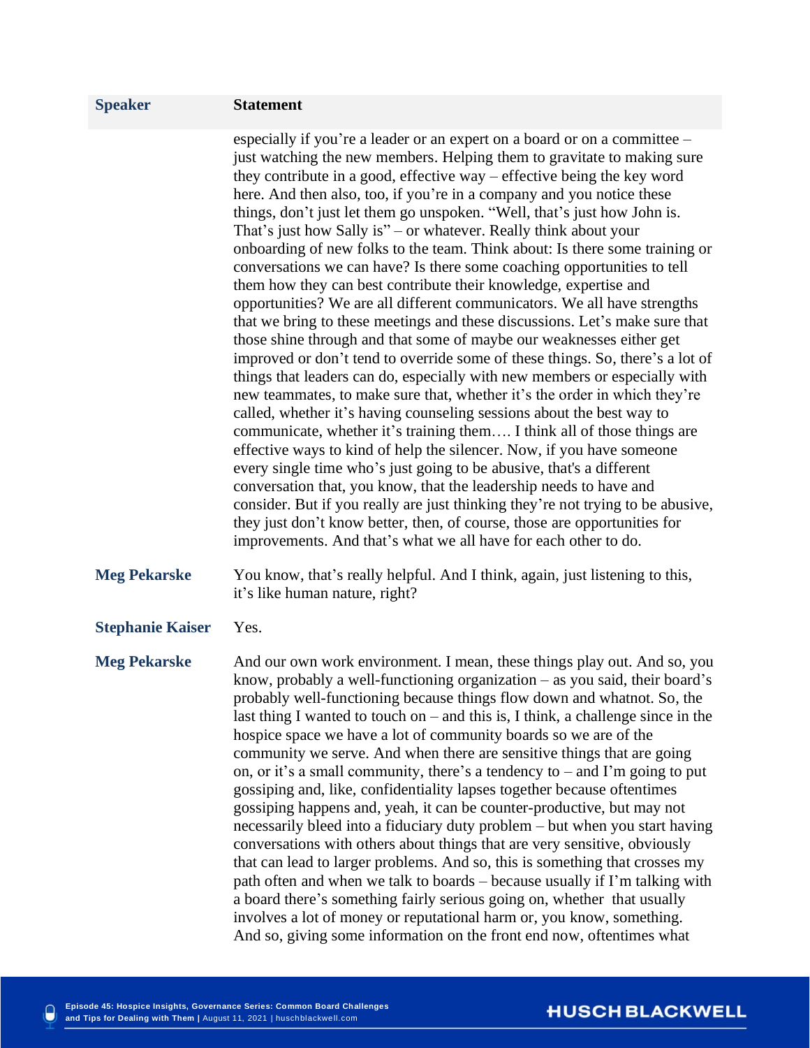| Speaker | Statement |
|---|---|
| | especially if you're a leader or an expert on a board or on a committee – just watching the new members. Helping them to gravitate to making sure they contribute in a good, effective way – effective being the key word here. And then also, too, if you're in a company and you notice these things, don't just let them go unspoken. "Well, that's just how John is. That's just how Sally is" – or whatever. Really think about your onboarding of new folks to the team. Think about: Is there some training or conversations we can have? Is there some coaching opportunities to tell them how they can best contribute their knowledge, expertise and opportunities? We are all different communicators. We all have strengths that we bring to these meetings and these discussions. Let's make sure that those shine through and that some of maybe our weaknesses either get improved or don't tend to override some of these things. So, there's a lot of things that leaders can do, especially with new members or especially with new teammates, to make sure that, whether it's the order in which they're called, whether it's having counseling sessions about the best way to communicate, whether it's training them…. I think all of those things are effective ways to kind of help the silencer. Now, if you have someone every single time who's just going to be abusive, that's a different conversation that, you know, that the leadership needs to have and consider. But if you really are just thinking they're not trying to be abusive, they just don't know better, then, of course, those are opportunities for improvements. And that's what we all have for each other to do. |
| **Meg Pekarske** | You know, that's really helpful. And I think, again, just listening to this, it's like human nature, right? |
| **Stephanie Kaiser** | Yes. |
| **Meg Pekarske** | And our own work environment. I mean, these things play out. And so, you know, probably a well-functioning organization – as you said, their board's probably well-functioning because things flow down and whatnot. So, the last thing I wanted to touch on – and this is, I think, a challenge since in the hospice space we have a lot of community boards so we are of the community we serve. And when there are sensitive things that are going on, or it's a small community, there's a tendency to – and I'm going to put gossiping and, like, confidentiality lapses together because oftentimes gossiping happens and, yeah, it can be counter-productive, but may not necessarily bleed into a fiduciary duty problem – but when you start having conversations with others about things that are very sensitive, obviously that can lead to larger problems. And so, this is something that crosses my path often and when we talk to boards – because usually if I'm talking with a board there's something fairly serious going on, whether that usually involves a lot of money or reputational harm or, you know, something. And so, giving some information on the front end now, oftentimes what |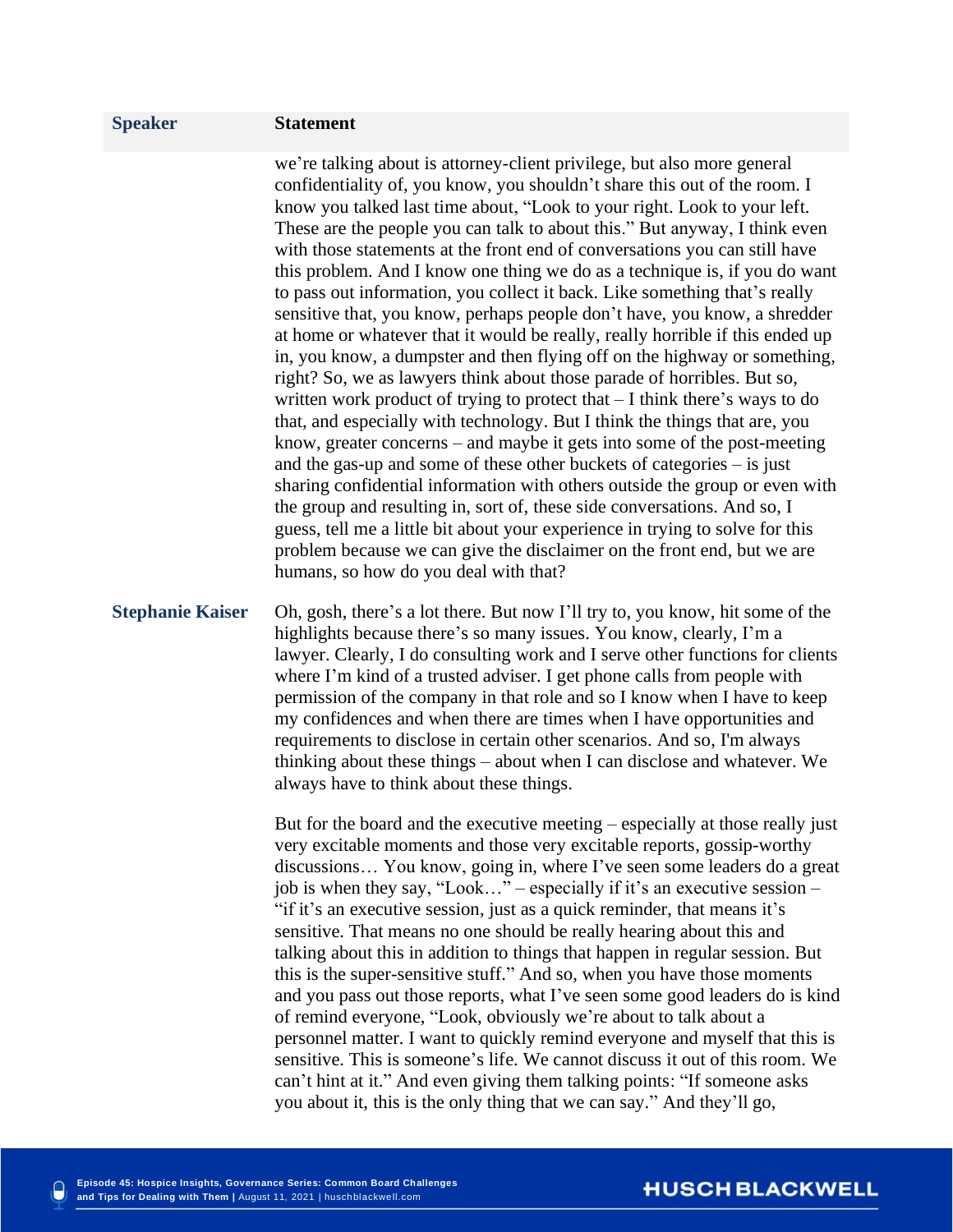| Speaker | Statement |
|---|---|
| | we're talking about is attorney-client privilege, but also more general confidentiality of, you know, you shouldn't share this out of the room. I know you talked last time about, "Look to your right. Look to your left. These are the people you can talk to about this." But anyway, I think even with those statements at the front end of conversations you can still have this problem. And I know one thing we do as a technique is, if you do want to pass out information, you collect it back. Like something that's really sensitive that, you know, perhaps people don't have, you know, a shredder at home or whatever that it would be really, really horrible if this ended up in, you know, a dumpster and then flying off on the highway or something, right? So, we as lawyers think about those parade of horribles. But so, written work product of trying to protect that – I think there's ways to do that, and especially with technology. But I think the things that are, you know, greater concerns – and maybe it gets into some of the post-meeting and the gas-up and some of these other buckets of categories – is just sharing confidential information with others outside the group or even with the group and resulting in, sort of, these side conversations. And so, I guess, tell me a little bit about your experience in trying to solve for this problem because we can give the disclaimer on the front end, but we are humans, so how do you deal with that? |
| **Stephanie Kaiser** | Oh, gosh, there's a lot there. But now I'll try to, you know, hit some of the highlights because there's so many issues. You know, clearly, I'm a lawyer. Clearly, I do consulting work and I serve other functions for clients where I'm kind of a trusted adviser. I get phone calls from people with permission of the company in that role and so I know when I have to keep my confidences and when there are times when I have opportunities and requirements to disclose in certain other scenarios. And so, I'm always thinking about these things – about when I can disclose and whatever. We always have to think about these things.<br><br>But for the board and the executive meeting – especially at those really just very excitable moments and those very excitable reports, gossip-worthy discussions… You know, going in, where I've seen some leaders do a great job is when they say, "Look…" – especially if it's an executive session – "if it's an executive session, just as a quick reminder, that means it's sensitive. That means no one should be really hearing about this and talking about this in addition to things that happen in regular session. But this is the super-sensitive stuff." And so, when you have those moments and you pass out those reports, what I've seen some good leaders do is kind of remind everyone, "Look, obviously we're about to talk about a personnel matter. I want to quickly remind everyone and myself that this is sensitive. This is someone's life. We cannot discuss it out of this room. We can't hint at it." And even giving them talking points: "If someone asks you about it, this is the only thing that we can say." And they'll go, |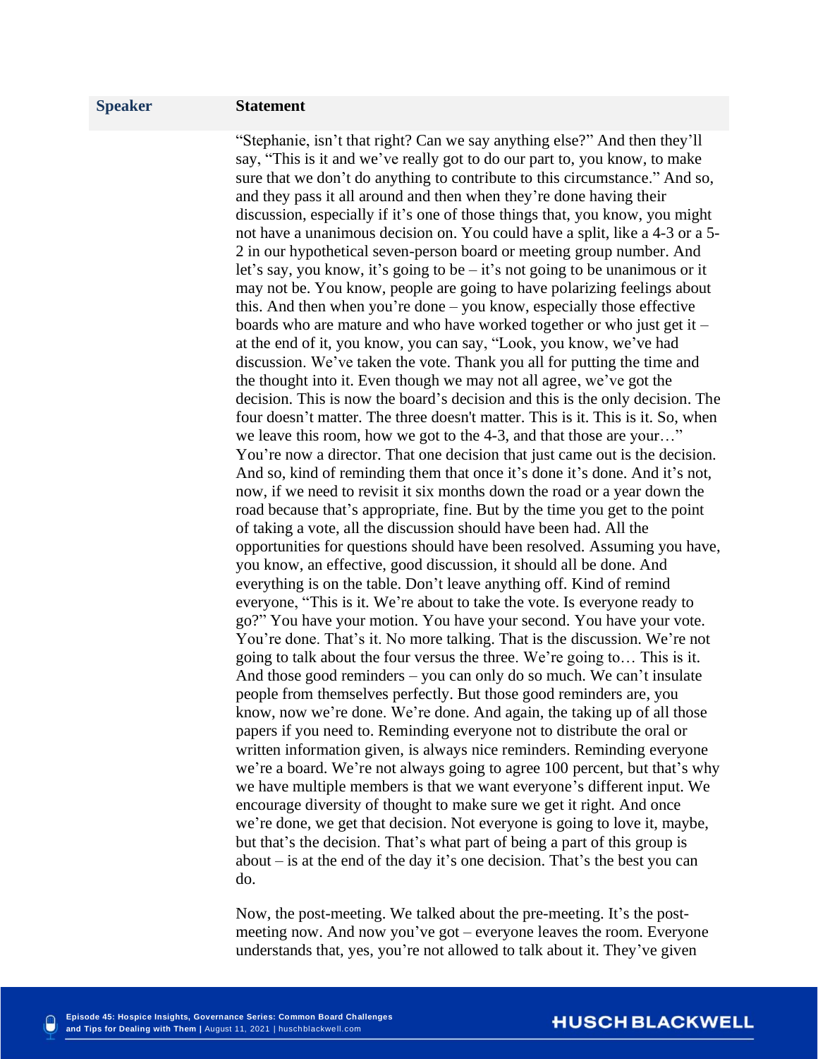| Speaker | Statement |
|---|---|
| | "Stephanie, isn't that right? Can we say anything else?" And then they'll say, "This is it and we've really got to do our part to, you know, to make sure that we don't do anything to contribute to this circumstance." And so, and they pass it all around and then when they're done having their discussion, especially if it's one of those things that, you know, you might not have a unanimous decision on. You could have a split, like a 4-3 or a 5-2 in our hypothetical seven-person board or meeting group number. And let's say, you know, it's going to be – it's not going to be unanimous or it may not be. You know, people are going to have polarizing feelings about this. And then when you're done – you know, especially those effective boards who are mature and who have worked together or who just get it – at the end of it, you know, you can say, "Look, you know, we've had discussion. We've taken the vote. Thank you all for putting the time and the thought into it. Even though we may not all agree, we've got the decision. This is now the board's decision and this is the only decision. The four doesn't matter. The three doesn't matter. This is it. This is it. So, when we leave this room, how we got to the 4-3, and that those are your…" You're now a director. That one decision that just came out is the decision. And so, kind of reminding them that once it's done it's done. And it's not, now, if we need to revisit it six months down the road or a year down the road because that's appropriate, fine. But by the time you get to the point of taking a vote, all the discussion should have been had. All the opportunities for questions should have been resolved. Assuming you have, you know, an effective, good discussion, it should all be done. And everything is on the table. Don't leave anything off. Kind of remind everyone, "This is it. We're about to take the vote. Is everyone ready to go?" You have your motion. You have your second. You have your vote. You're done. That's it. No more talking. That is the discussion. We're not going to talk about the four versus the three. We're going to… This is it. And those good reminders – you can only do so much. We can't insulate people from themselves perfectly. But those good reminders are, you know, now we're done. We're done. And again, the taking up of all those papers if you need to. Reminding everyone not to distribute the oral or written information given, is always nice reminders. Reminding everyone we're a board. We're not always going to agree 100 percent, but that's why we have multiple members is that we want everyone's different input. We encourage diversity of thought to make sure we get it right. And once we're done, we get that decision. Not everyone is going to love it, maybe, but that's the decision. That's what part of being a part of this group is about – is at the end of the day it's one decision. That's the best you can do.<br><br>Now, the post-meeting. We talked about the pre-meeting. It's the post-meeting now. And now you've got – everyone leaves the room. Everyone understands that, yes, you're not allowed to talk about it. They've given |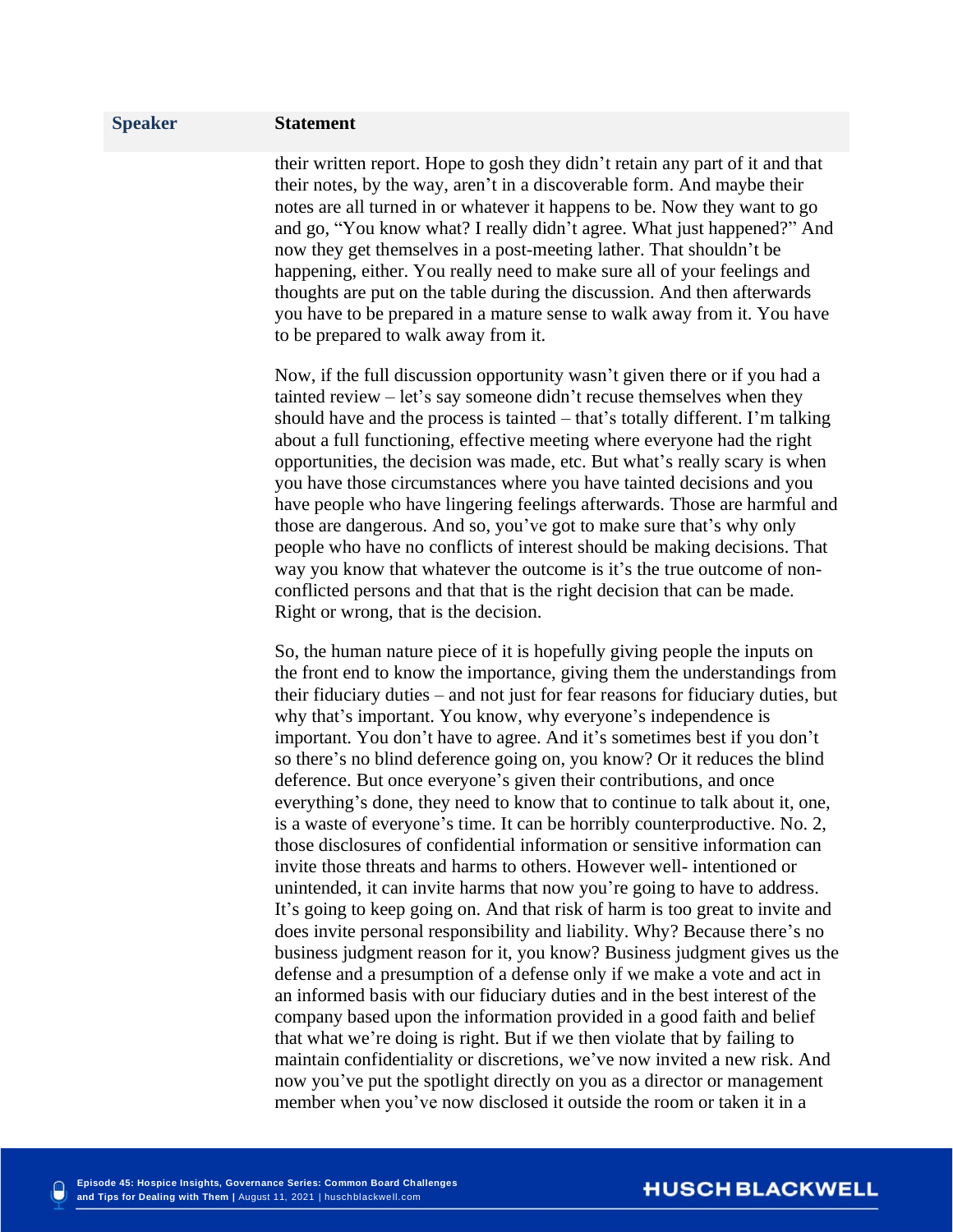| Speaker | Statement |
|---|---|
| | their written report. Hope to gosh they didn't retain any part of it and that their notes, by the way, aren't in a discoverable form. And maybe their notes are all turned in or whatever it happens to be. Now they want to go and go, "You know what? I really didn't agree. What just happened?" And now they get themselves in a post-meeting lather. That shouldn't be happening, either. You really need to make sure all of your feelings and thoughts are put on the table during the discussion. And then afterwards you have to be prepared in a mature sense to walk away from it. You have to be prepared to walk away from it.<br><br>Now, if the full discussion opportunity wasn't given there or if you had a tainted review – let's say someone didn't recuse themselves when they should have and the process is tainted – that's totally different. I'm talking about a full functioning, effective meeting where everyone had the right opportunities, the decision was made, etc. But what's really scary is when you have those circumstances where you have tainted decisions and you have people who have lingering feelings afterwards. Those are harmful and those are dangerous. And so, you've got to make sure that's why only people who have no conflicts of interest should be making decisions. That way you know that whatever the outcome is it's the true outcome of non-conflicted persons and that that is the right decision that can be made. Right or wrong, that is the decision.<br><br>So, the human nature piece of it is hopefully giving people the inputs on the front end to know the importance, giving them the understandings from their fiduciary duties – and not just for fear reasons for fiduciary duties, but why that's important. You know, why everyone's independence is important. You don't have to agree. And it's sometimes best if you don't so there's no blind deference going on, you know? Or it reduces the blind deference. But once everyone's given their contributions, and once everything's done, they need to know that to continue to talk about it, one, is a waste of everyone's time. It can be horribly counterproductive. No. 2, those disclosures of confidential information or sensitive information can invite those threats and harms to others. However well- intentioned or unintended, it can invite harms that now you're going to have to address. It's going to keep going on. And that risk of harm is too great to invite and does invite personal responsibility and liability. Why? Because there's no business judgment reason for it, you know? Business judgment gives us the defense and a presumption of a defense only if we make a vote and act in an informed basis with our fiduciary duties and in the best interest of the company based upon the information provided in a good faith and belief that what we're doing is right. But if we then violate that by failing to maintain confidentiality or discretions, we've now invited a new risk. And now you've put the spotlight directly on you as a director or management member when you've now disclosed it outside the room or taken it in a |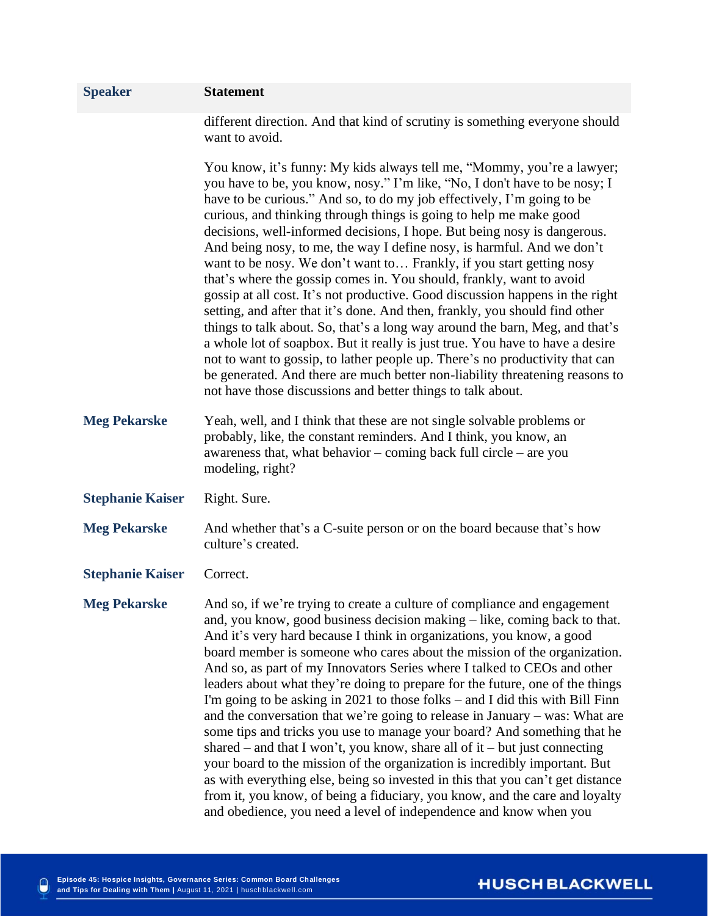| Speaker | Statement |
|---|---|
| | different direction. And that kind of scrutiny is something everyone should want to avoid.<br><br>You know, it's funny: My kids always tell me, "Mommy, you're a lawyer; you have to be, you know, nosy." I'm like, "No, I don't have to be nosy; I have to be curious." And so, to do my job effectively, I'm going to be curious, and thinking through things is going to help me make good decisions, well-informed decisions, I hope. But being nosy is dangerous. And being nosy, to me, the way I define nosy, is harmful. And we don't want to be nosy. We don't want to… Frankly, if you start getting nosy that's where the gossip comes in. You should, frankly, want to avoid gossip at all cost. It's not productive. Good discussion happens in the right setting, and after that it's done. And then, frankly, you should find other things to talk about. So, that's a long way around the barn, Meg, and that's a whole lot of soapbox. But it really is just true. You have to have a desire not to want to gossip, to lather people up. There's no productivity that can be generated. And there are much better non-liability threatening reasons to not have those discussions and better things to talk about. |
| **Meg Pekarske** | Yeah, well, and I think that these are not single solvable problems or probably, like, the constant reminders. And I think, you know, an awareness that, what behavior – coming back full circle – are you modeling, right? |
| **Stephanie Kaiser** | Right. Sure. |
| **Meg Pekarske** | And whether that's a C-suite person or on the board because that's how culture's created. |
| **Stephanie Kaiser** | Correct. |
| **Meg Pekarske** | And so, if we're trying to create a culture of compliance and engagement and, you know, good business decision making – like, coming back to that. And it's very hard because I think in organizations, you know, a good board member is someone who cares about the mission of the organization. And so, as part of my Innovators Series where I talked to CEOs and other leaders about what they're doing to prepare for the future, one of the things I'm going to be asking in 2021 to those folks – and I did this with Bill Finn and the conversation that we're going to release in January – was: What are some tips and tricks you use to manage your board? And something that he shared – and that I won't, you know, share all of it – but just connecting your board to the mission of the organization is incredibly important. But as with everything else, being so invested in this that you can't get distance from it, you know, of being a fiduciary, you know, and the care and loyalty and obedience, you need a level of independence and know when you |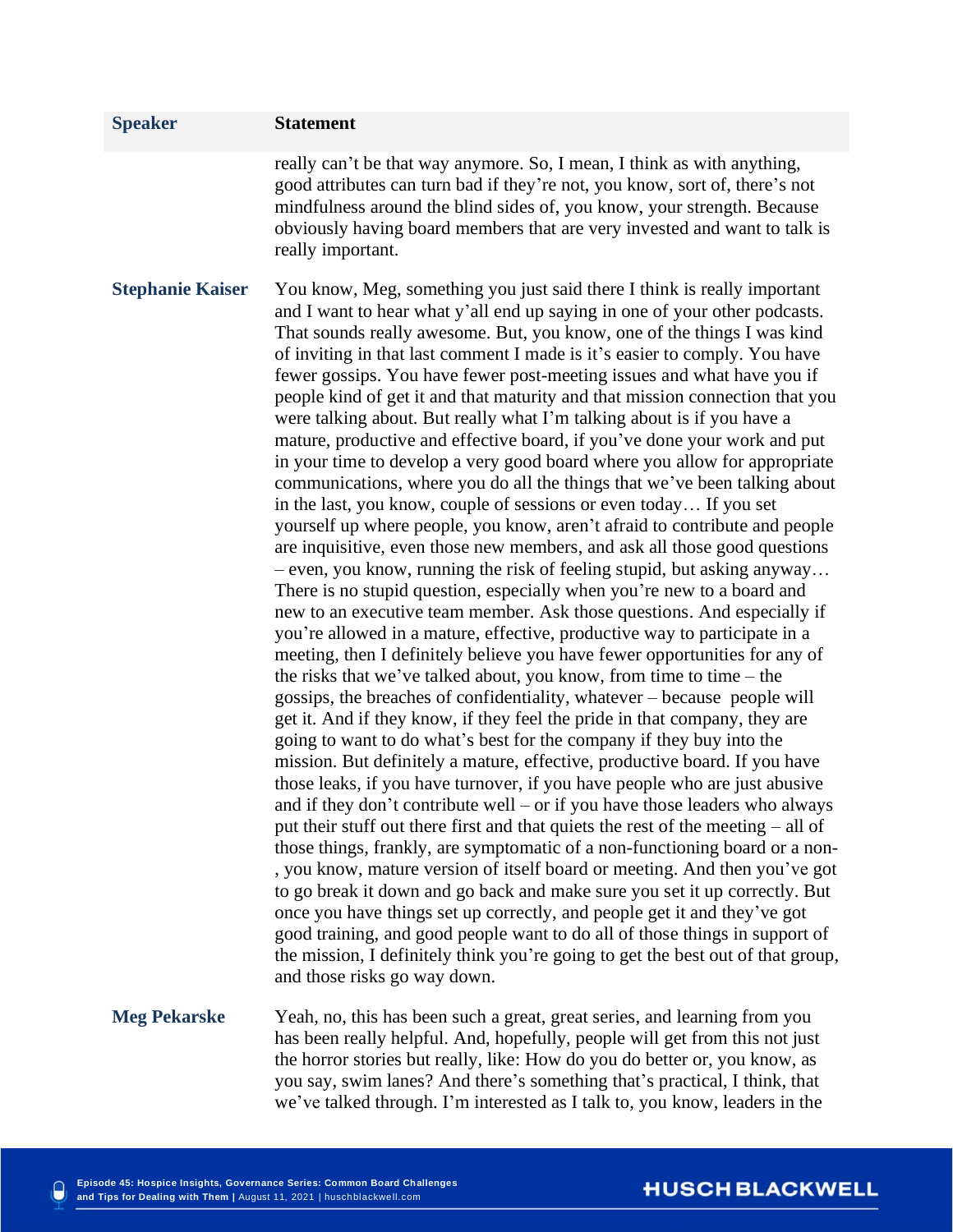| Speaker | Statement |
|---|---|
| | really can't be that way anymore. So, I mean, I think as with anything, good attributes can turn bad if they're not, you know, sort of, there's not mindfulness around the blind sides of, you know, your strength. Because obviously having board members that are very invested and want to talk is really important. |
| **Stephanie Kaiser** | You know, Meg, something you just said there I think is really important and I want to hear what y'all end up saying in one of your other podcasts. That sounds really awesome. But, you know, one of the things I was kind of inviting in that last comment I made is it's easier to comply. You have fewer gossips. You have fewer post-meeting issues and what have you if people kind of get it and that maturity and that mission connection that you were talking about. But really what I'm talking about is if you have a mature, productive and effective board, if you've done your work and put in your time to develop a very good board where you allow for appropriate communications, where you do all the things that we've been talking about in the last, you know, couple of sessions or even today… If you set yourself up where people, you know, aren't afraid to contribute and people are inquisitive, even those new members, and ask all those good questions – even, you know, running the risk of feeling stupid, but asking anyway… There is no stupid question, especially when you're new to a board and new to an executive team member. Ask those questions. And especially if you're allowed in a mature, effective, productive way to participate in a meeting, then I definitely believe you have fewer opportunities for any of the risks that we've talked about, you know, from time to time – the gossips, the breaches of confidentiality, whatever – because people will get it. And if they know, if they feel the pride in that company, they are going to want to do what's best for the company if they buy into the mission. But definitely a mature, effective, productive board. If you have those leaks, if you have turnover, if you have people who are just abusive and if they don't contribute well – or if you have those leaders who always put their stuff out there first and that quiets the rest of the meeting – all of those things, frankly, are symptomatic of a non-functioning board or a non-, you know, mature version of itself board or meeting. And then you've got to go break it down and go back and make sure you set it up correctly. But once you have things set up correctly, and people get it and they've got good training, and good people want to do all of those things in support of the mission, I definitely think you're going to get the best out of that group, and those risks go way down. |
| **Meg Pekarske** | Yeah, no, this has been such a great, great series, and learning from you has been really helpful. And, hopefully, people will get from this not just the horror stories but really, like: How do you do better or, you know, as you say, swim lanes? And there's something that's practical, I think, that we've talked through. I'm interested as I talk to, you know, leaders in the |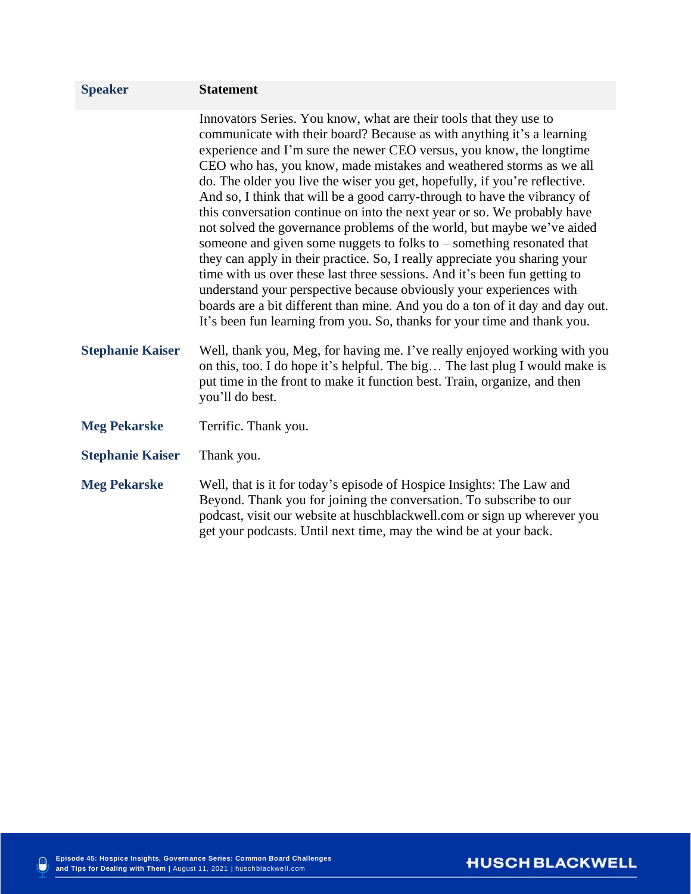| Speaker | Statement |
|---|---|
| | Innovators Series. You know, what are their tools that they use to communicate with their board? Because as with anything it's a learning experience and I'm sure the newer CEO versus, you know, the longtime CEO who has, you know, made mistakes and weathered storms as we all do. The older you live the wiser you get, hopefully, if you're reflective. And so, I think that will be a good carry-through to have the vibrancy of this conversation continue on into the next year or so. We probably have not solved the governance problems of the world, but maybe we've aided someone and given some nuggets to folks to – something resonated that they can apply in their practice. So, I really appreciate you sharing your time with us over these last three sessions. And it's been fun getting to understand your perspective because obviously your experiences with boards are a bit different than mine. And you do a ton of it day and day out. It's been fun learning from you. So, thanks for your time and thank you. |
| **Stephanie Kaiser** | Well, thank you, Meg, for having me. I've really enjoyed working with you on this, too. I do hope it's helpful. The big… The last plug I would make is put time in the front to make it function best. Train, organize, and then you'll do best. |
| **Meg Pekarske** | Terrific. Thank you. |
| **Stephanie Kaiser** | Thank you. |
| **Meg Pekarske** | Well, that is it for today's episode of Hospice Insights: The Law and Beyond. Thank you for joining the conversation. To subscribe to our podcast, visit our website at huschblackwell.com or sign up wherever you get your podcasts. Until next time, may the wind be at your back. |